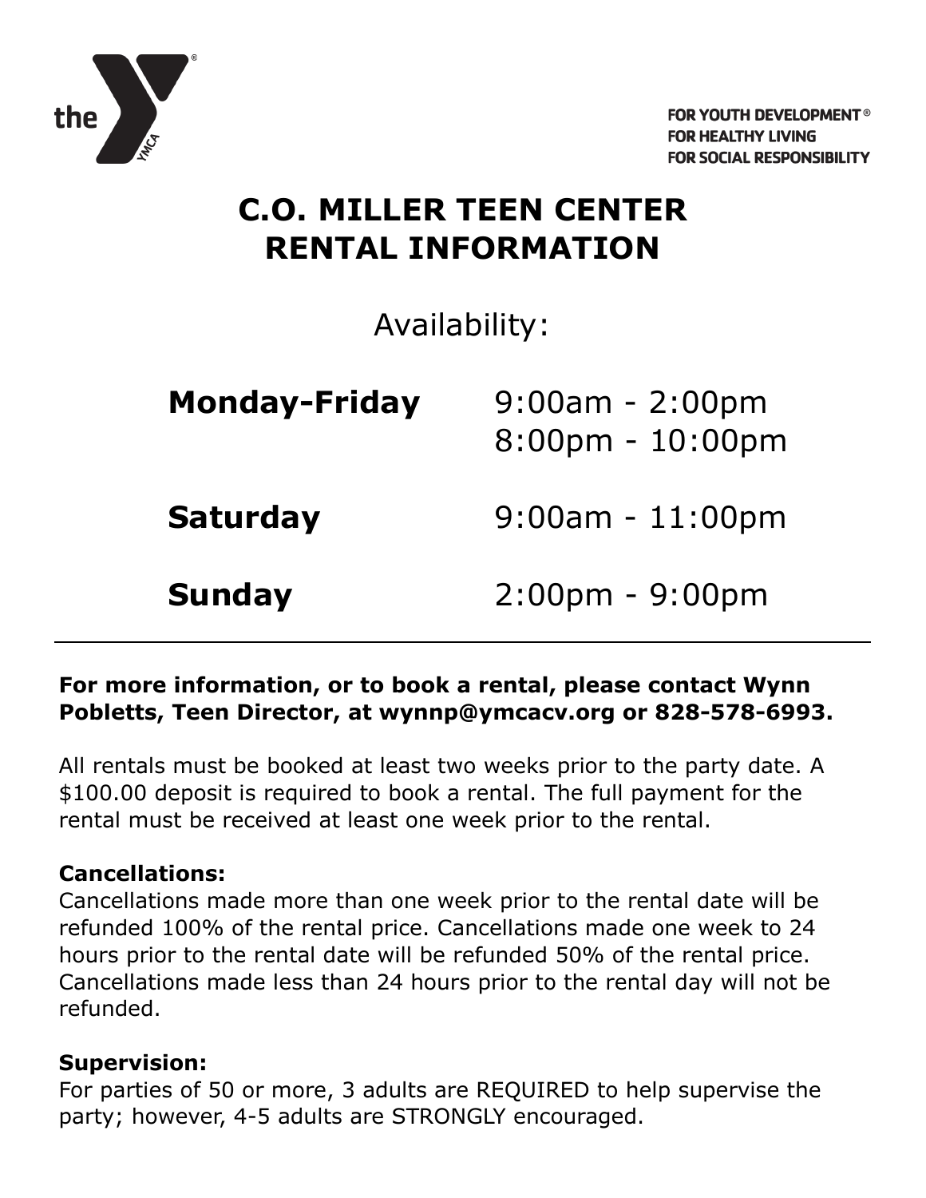FOR YOUTH DEVELOPMENT®
FOR HEALTHY LIVING
FOR SOCIAL RESPONSIBILITY

# C.O. MILLER TEEN CENTER RENTAL INFORMATION

## Availability:

| | |
|---|---|
| **Monday-Friday** | 9:00am - 2:00pm<br>8:00pm - 10:00pm |
| **Saturday** | 9:00am - 11:00pm |
| **Sunday** | 2:00pm - 9:00pm |

---

**For more information, or to book a rental, please contact Wynn Pobletts, Teen Director, at wynnp@ymcacv.org or 828-578-6993.**

All rentals must be booked at least two weeks prior to the party date. A $100.00 deposit is required to book a rental. The full payment for the rental must be received at least one week prior to the rental.

**Cancellations:**
Cancellations made more than one week prior to the rental date will be refunded 100% of the rental price. Cancellations made one week to 24 hours prior to the rental date will be refunded 50% of the rental price. Cancellations made less than 24 hours prior to the rental day will not be refunded.

**Supervision:**
For parties of 50 or more, 3 adults are REQUIRED to help supervise the party; however, 4-5 adults are STRONGLY encouraged.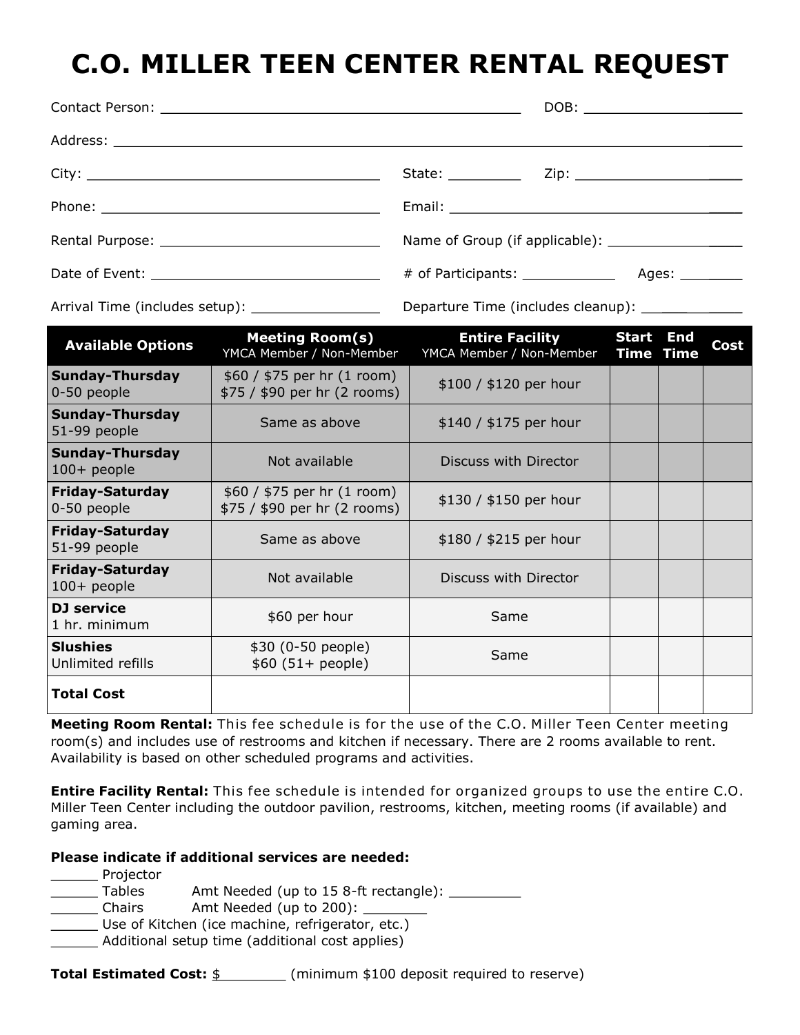# C.O. MILLER TEEN CENTER RENTAL REQUEST

Contact Person: ___________________________________________ DOB: ____________________

Address: ______________________________________________________________________________

City: ____________________________________ State: _________ Zip: ____________________

Phone: ___________________________________ Email: _____________________________________

Rental Purpose: ___________________________ Name of Group (if applicable): ________________

Date of Event: ____________________________ # of Participants: ___________ Ages: ________

Arrival Time (includes setup): _______________ Departure Time (includes cleanup): ____________

| Available Options | Meeting Room(s) YMCA Member / Non-Member | Entire Facility YMCA Member / Non-Member | Start Time | End Time | Cost |
|---|---|---|---|---|---|
| **Sunday-Thursday** 0-50 people | $60 / $75 per hr (1 room) $75 / $90 per hr (2 rooms) | $100 / $120 per hour | | | |
| **Sunday-Thursday** 51-99 people | Same as above | $140 / $175 per hour | | | |
| **Sunday-Thursday** 100+ people | Not available | Discuss with Director | | | |
| **Friday-Saturday** 0-50 people | $60 / $75 per hr (1 room) $75 / $90 per hr (2 rooms) | $130 / $150 per hour | | | |
| **Friday-Saturday** 51-99 people | Same as above | $180 / $215 per hour | | | |
| **Friday-Saturday** 100+ people | Not available | Discuss with Director | | | |
| **DJ service** 1 hr. minimum | $60 per hour | Same | | | |
| **Slushies** Unlimited refills | $30 (0-50 people) $60 (51+ people) | Same | | | |
| **Total Cost** | | | | | |

**Meeting Room Rental:** This fee schedule is for the use of the C.O. Miller Teen Center meeting room(s) and includes use of restrooms and kitchen if necessary. There are 2 rooms available to rent. Availability is based on other scheduled programs and activities.

**Entire Facility Rental:** This fee schedule is intended for organized groups to use the entire C.O. Miller Teen Center including the outdoor pavilion, restrooms, kitchen, meeting rooms (if available) and gaming area.

**Please indicate if additional services are needed:**

______ Projector
______ Tables Amt Needed (up to 15 8-ft rectangle): _________
______ Chairs Amt Needed (up to 200): ________
______ Use of Kitchen (ice machine, refrigerator, etc.)
______ Additional setup time (additional cost applies)

**Total Estimated Cost:** $________ (minimum $100 deposit required to reserve)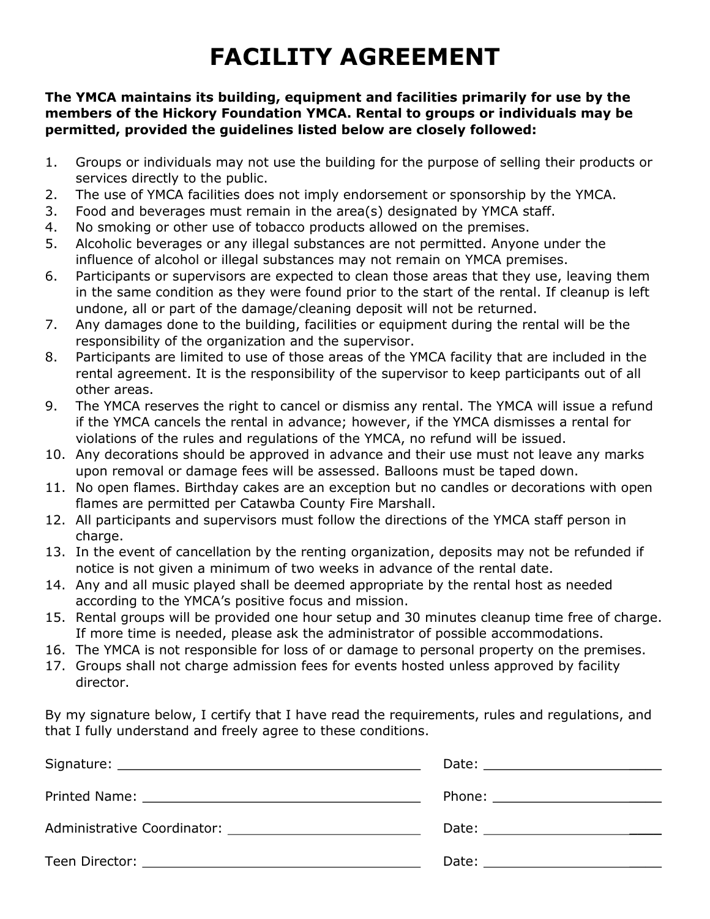# FACILITY AGREEMENT

**The YMCA maintains its building, equipment and facilities primarily for use by the members of the Hickory Foundation YMCA. Rental to groups or individuals may be permitted, provided the guidelines listed below are closely followed:**

1. Groups or individuals may not use the building for the purpose of selling their products or services directly to the public.
2. The use of YMCA facilities does not imply endorsement or sponsorship by the YMCA.
3. Food and beverages must remain in the area(s) designated by YMCA staff.
4. No smoking or other use of tobacco products allowed on the premises.
5. Alcoholic beverages or any illegal substances are not permitted. Anyone under the influence of alcohol or illegal substances may not remain on YMCA premises.
6. Participants or supervisors are expected to clean those areas that they use, leaving them in the same condition as they were found prior to the start of the rental. If cleanup is left undone, all or part of the damage/cleaning deposit will not be returned.
7. Any damages done to the building, facilities or equipment during the rental will be the responsibility of the organization and the supervisor.
8. Participants are limited to use of those areas of the YMCA facility that are included in the rental agreement. It is the responsibility of the supervisor to keep participants out of all other areas.
9. The YMCA reserves the right to cancel or dismiss any rental. The YMCA will issue a refund if the YMCA cancels the rental in advance; however, if the YMCA dismisses a rental for violations of the rules and regulations of the YMCA, no refund will be issued.
10. Any decorations should be approved in advance and their use must not leave any marks upon removal or damage fees will be assessed. Balloons must be taped down.
11. No open flames. Birthday cakes are an exception but no candles or decorations with open flames are permitted per Catawba County Fire Marshall.
12. All participants and supervisors must follow the directions of the YMCA staff person in charge.
13. In the event of cancellation by the renting organization, deposits may not be refunded if notice is not given a minimum of two weeks in advance of the rental date.
14. Any and all music played shall be deemed appropriate by the rental host as needed according to the YMCA's positive focus and mission.
15. Rental groups will be provided one hour setup and 30 minutes cleanup time free of charge. If more time is needed, please ask the administrator of possible accommodations.
16. The YMCA is not responsible for loss of or damage to personal property on the premises.
17. Groups shall not charge admission fees for events hosted unless approved by facility director.

By my signature below, I certify that I have read the requirements, rules and regulations, and that I fully understand and freely agree to these conditions.

Signature: ______________________________________ Date: ______________________

Printed Name: ___________________________________ Phone: _____________________

Administrative Coordinator: ________________________ Date: ______________________

Teen Director: ___________________________________ Date: ______________________